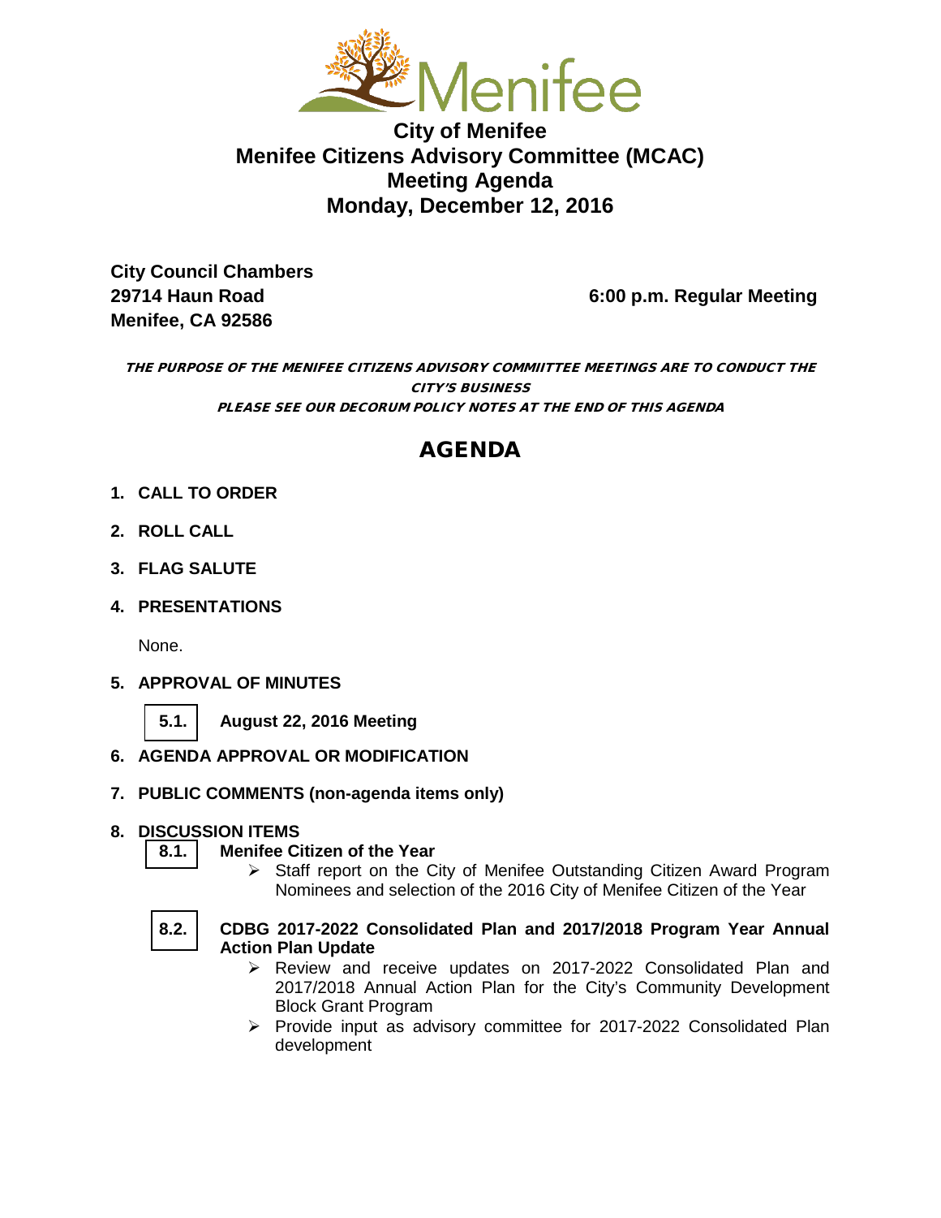# City of Menifee
# Menifee Citizens Advisory Committee (MCAC)
# Meeting Agenda
# Monday, December 12, 2016

**City Council Chambers**
**29714 Haun Road**
**Menifee, CA 92586**

**6:00 p.m. Regular Meeting**

***THE PURPOSE OF THE MENIFEE CITIZENS ADVISORY COMMIITTEE MEETINGS ARE TO CONDUCT THE CITY'S BUSINESS***
***PLEASE SEE OUR DECORUM POLICY NOTES AT THE END OF THIS AGENDA***

## AGENDA

**1. CALL TO ORDER**

**2. ROLL CALL**

**3. FLAG SALUTE**

**4. PRESENTATIONS**

None.

**5. APPROVAL OF MINUTES**

**5.1. August 22, 2016 Meeting**

**6. AGENDA APPROVAL OR MODIFICATION**

**7. PUBLIC COMMENTS (non-agenda items only)**

**8. DISCUSSION ITEMS**

**8.1. Menifee Citizen of the Year**

- Staff report on the City of Menifee Outstanding Citizen Award Program Nominees and selection of the 2016 City of Menifee Citizen of the Year

**8.2. CDBG 2017-2022 Consolidated Plan and 2017/2018 Program Year Annual Action Plan Update**

- Review and receive updates on 2017-2022 Consolidated Plan and 2017/2018 Annual Action Plan for the City's Community Development Block Grant Program
- Provide input as advisory committee for 2017-2022 Consolidated Plan development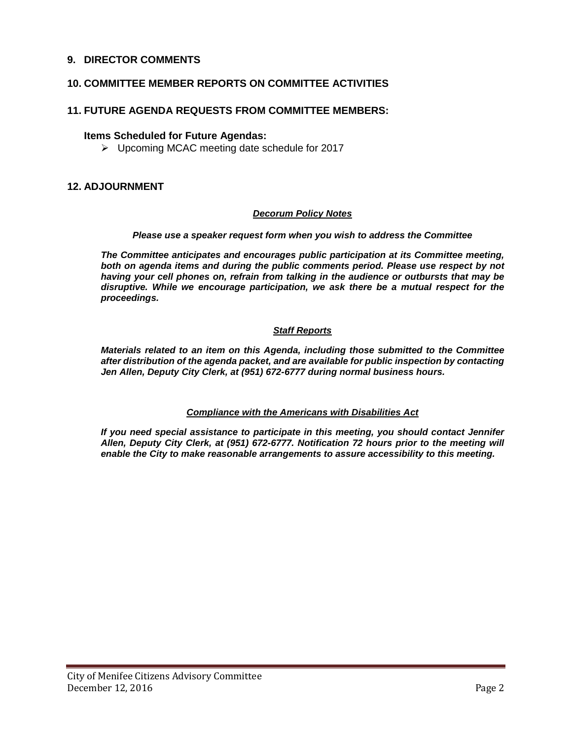## 9. DIRECTOR COMMENTS

## 10. COMMITTEE MEMBER REPORTS ON COMMITTEE ACTIVITIES

## 11. FUTURE AGENDA REQUESTS FROM COMMITTEE MEMBERS:

**Items Scheduled for Future Agendas:**

- Upcoming MCAC meeting date schedule for 2017

## 12. ADJOURNMENT

***<u>Decorum Policy Notes</u>***

***Please use a speaker request form when you wish to address the Committee***

***The Committee anticipates and encourages public participation at its Committee meeting, both on agenda items and during the public comments period. Please use respect by not having your cell phones on, refrain from talking in the audience or outbursts that may be disruptive. While we encourage participation, we ask there be a mutual respect for the proceedings.***

***<u>Staff Reports</u>***

***Materials related to an item on this Agenda, including those submitted to the Committee after distribution of the agenda packet, and are available for public inspection by contacting Jen Allen, Deputy City Clerk, at (951) 672-6777 during normal business hours.***

***<u>Compliance with the Americans with Disabilities Act</u>***

***If you need special assistance to participate in this meeting, you should contact Jennifer Allen, Deputy City Clerk, at (951) 672-6777. Notification 72 hours prior to the meeting will enable the City to make reasonable arrangements to assure accessibility to this meeting.***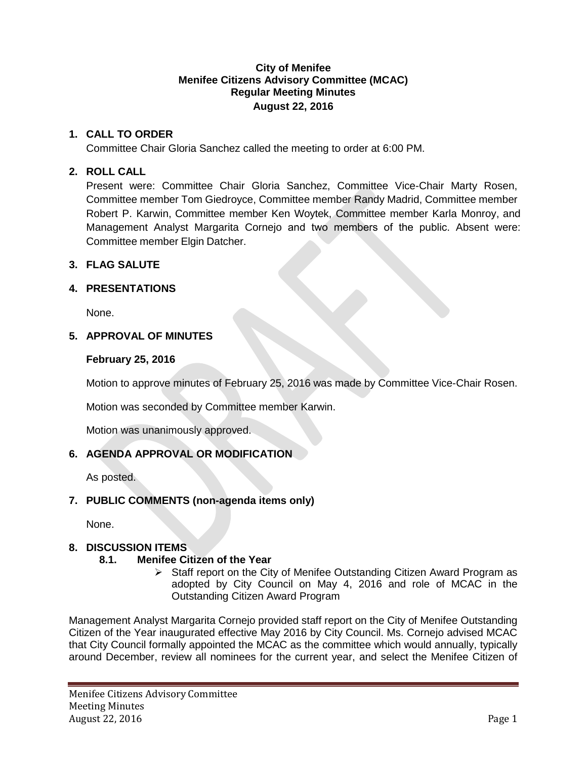**City of Menifee**
**Menifee Citizens Advisory Committee (MCAC)**
**Regular Meeting Minutes**
**August 22, 2016**

## 1. CALL TO ORDER

Committee Chair Gloria Sanchez called the meeting to order at 6:00 PM.

## 2. ROLL CALL

Present were: Committee Chair Gloria Sanchez, Committee Vice-Chair Marty Rosen, Committee member Tom Giedroyce, Committee member Randy Madrid, Committee member Robert P. Karwin, Committee member Ken Woytek, Committee member Karla Monroy, and Management Analyst Margarita Cornejo and two members of the public. Absent were: Committee member Elgin Datcher.

## 3. FLAG SALUTE

## 4. PRESENTATIONS

None.

## 5. APPROVAL OF MINUTES

**February 25, 2016**

Motion to approve minutes of February 25, 2016 was made by Committee Vice-Chair Rosen.

Motion was seconded by Committee member Karwin.

Motion was unanimously approved.

## 6. AGENDA APPROVAL OR MODIFICATION

As posted.

## 7. PUBLIC COMMENTS (non-agenda items only)

None.

## 8. DISCUSSION ITEMS

### 8.1. Menifee Citizen of the Year

- Staff report on the City of Menifee Outstanding Citizen Award Program as adopted by City Council on May 4, 2016 and role of MCAC in the Outstanding Citizen Award Program

Management Analyst Margarita Cornejo provided staff report on the City of Menifee Outstanding Citizen of the Year inaugurated effective May 2016 by City Council. Ms. Cornejo advised MCAC that City Council formally appointed the MCAC as the committee which would annually, typically around December, review all nominees for the current year, and select the Menifee Citizen of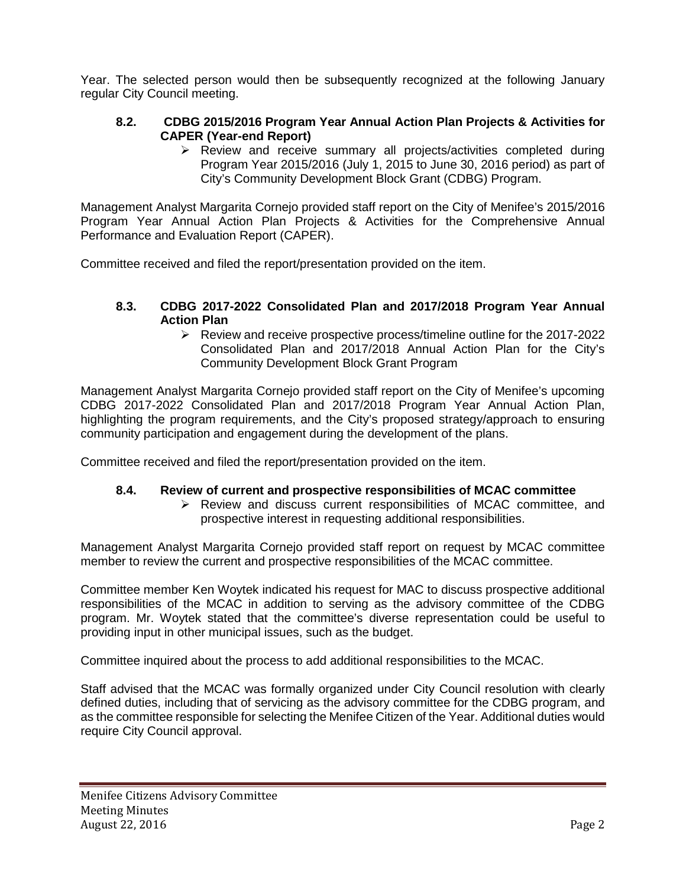Year. The selected person would then be subsequently recognized at the following January regular City Council meeting.

### 8.2. CDBG 2015/2016 Program Year Annual Action Plan Projects & Activities for CAPER (Year-end Report)

- Review and receive summary all projects/activities completed during Program Year 2015/2016 (July 1, 2015 to June 30, 2016 period) as part of City's Community Development Block Grant (CDBG) Program.

Management Analyst Margarita Cornejo provided staff report on the City of Menifee's 2015/2016 Program Year Annual Action Plan Projects & Activities for the Comprehensive Annual Performance and Evaluation Report (CAPER).

Committee received and filed the report/presentation provided on the item.

### 8.3. CDBG 2017-2022 Consolidated Plan and 2017/2018 Program Year Annual Action Plan

- Review and receive prospective process/timeline outline for the 2017-2022 Consolidated Plan and 2017/2018 Annual Action Plan for the City's Community Development Block Grant Program

Management Analyst Margarita Cornejo provided staff report on the City of Menifee's upcoming CDBG 2017-2022 Consolidated Plan and 2017/2018 Program Year Annual Action Plan, highlighting the program requirements, and the City's proposed strategy/approach to ensuring community participation and engagement during the development of the plans.

Committee received and filed the report/presentation provided on the item.

### 8.4. Review of current and prospective responsibilities of MCAC committee

- Review and discuss current responsibilities of MCAC committee, and prospective interest in requesting additional responsibilities.

Management Analyst Margarita Cornejo provided staff report on request by MCAC committee member to review the current and prospective responsibilities of the MCAC committee.

Committee member Ken Woytek indicated his request for MAC to discuss prospective additional responsibilities of the MCAC in addition to serving as the advisory committee of the CDBG program. Mr. Woytek stated that the committee's diverse representation could be useful to providing input in other municipal issues, such as the budget.

Committee inquired about the process to add additional responsibilities to the MCAC.

Staff advised that the MCAC was formally organized under City Council resolution with clearly defined duties, including that of servicing as the advisory committee for the CDBG program, and as the committee responsible for selecting the Menifee Citizen of the Year. Additional duties would require City Council approval.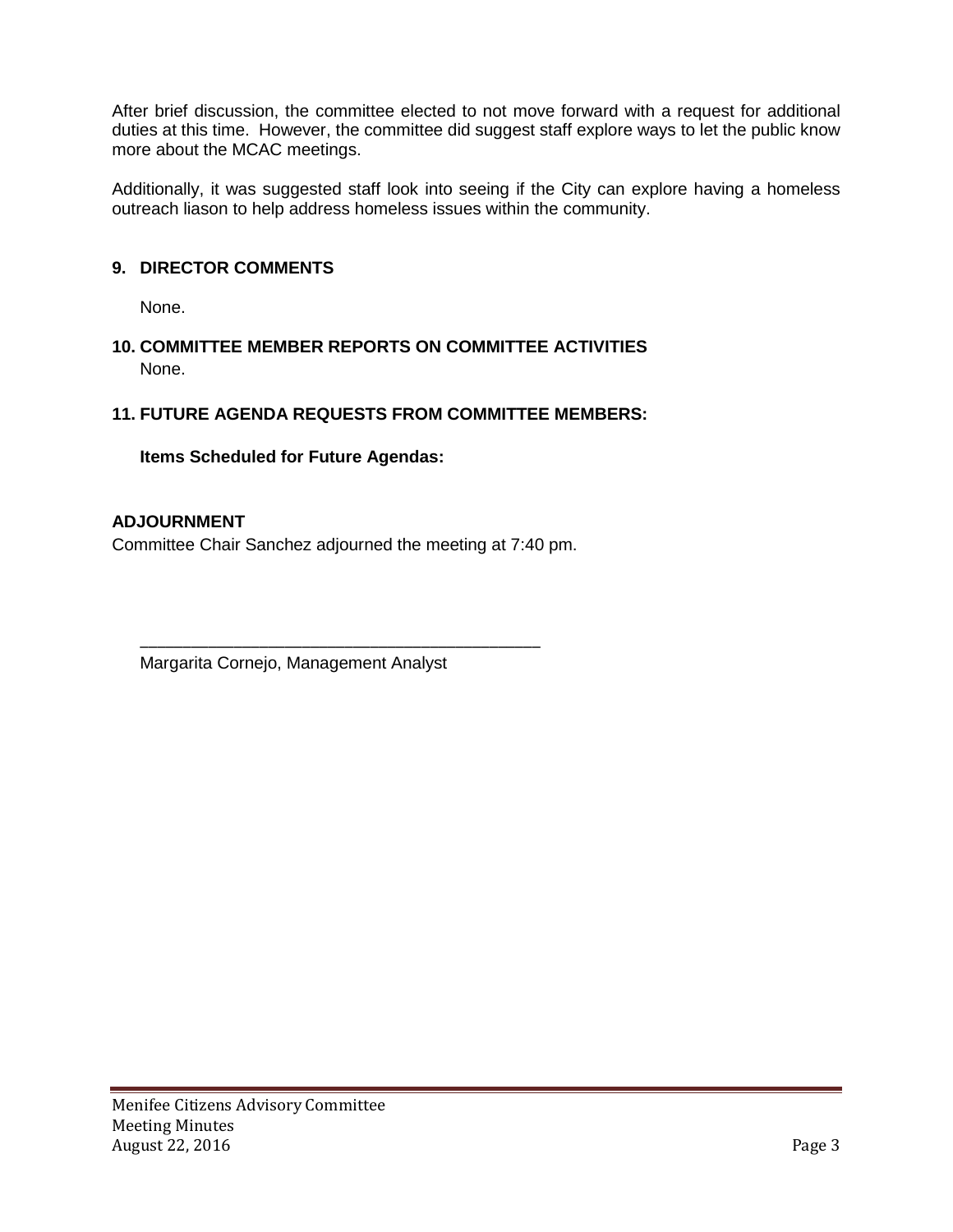After brief discussion, the committee elected to not move forward with a request for additional duties at this time. However, the committee did suggest staff explore ways to let the public know more about the MCAC meetings.

Additionally, it was suggested staff look into seeing if the City can explore having a homeless outreach liason to help address homeless issues within the community.

## 9. DIRECTOR COMMENTS

None.

## 10. COMMITTEE MEMBER REPORTS ON COMMITTEE ACTIVITIES

None.

## 11. FUTURE AGENDA REQUESTS FROM COMMITTEE MEMBERS:

**Items Scheduled for Future Agendas:**

## ADJOURNMENT

Committee Chair Sanchez adjourned the meeting at 7:40 pm.

\_\_\_\_\_\_\_\_\_\_\_\_\_\_\_\_\_\_\_\_\_\_\_\_\_\_\_\_\_\_\_\_\_\_\_\_\_\_\_\_\_\_

Margarita Cornejo, Management Analyst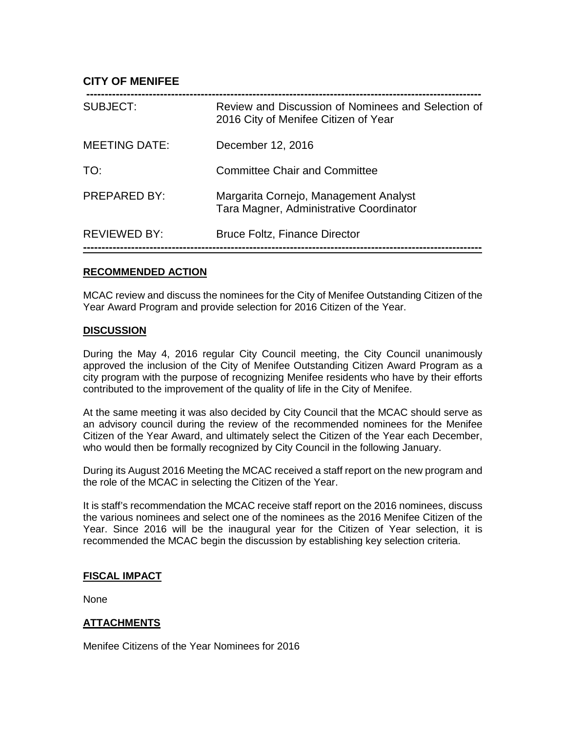## CITY OF MENIFEE

| | |
|---|---|
| SUBJECT: | Review and Discussion of Nominees and Selection of 2016 City of Menifee Citizen of Year |
| MEETING DATE: | December 12, 2016 |
| TO: | Committee Chair and Committee |
| PREPARED BY: | Margarita Cornejo, Management Analyst<br>Tara Magner, Administrative Coordinator |
| REVIEWED BY: | Bruce Foltz, Finance Director |

### RECOMMENDED ACTION

MCAC review and discuss the nominees for the City of Menifee Outstanding Citizen of the Year Award Program and provide selection for 2016 Citizen of the Year.

### DISCUSSION

During the May 4, 2016 regular City Council meeting, the City Council unanimously approved the inclusion of the City of Menifee Outstanding Citizen Award Program as a city program with the purpose of recognizing Menifee residents who have by their efforts contributed to the improvement of the quality of life in the City of Menifee.

At the same meeting it was also decided by City Council that the MCAC should serve as an advisory council during the review of the recommended nominees for the Menifee Citizen of the Year Award, and ultimately select the Citizen of the Year each December, who would then be formally recognized by City Council in the following January.

During its August 2016 Meeting the MCAC received a staff report on the new program and the role of the MCAC in selecting the Citizen of the Year.

It is staff's recommendation the MCAC receive staff report on the 2016 nominees, discuss the various nominees and select one of the nominees as the 2016 Menifee Citizen of the Year. Since 2016 will be the inaugural year for the Citizen of Year selection, it is recommended the MCAC begin the discussion by establishing key selection criteria.

### FISCAL IMPACT

None

### ATTACHMENTS

Menifee Citizens of the Year Nominees for 2016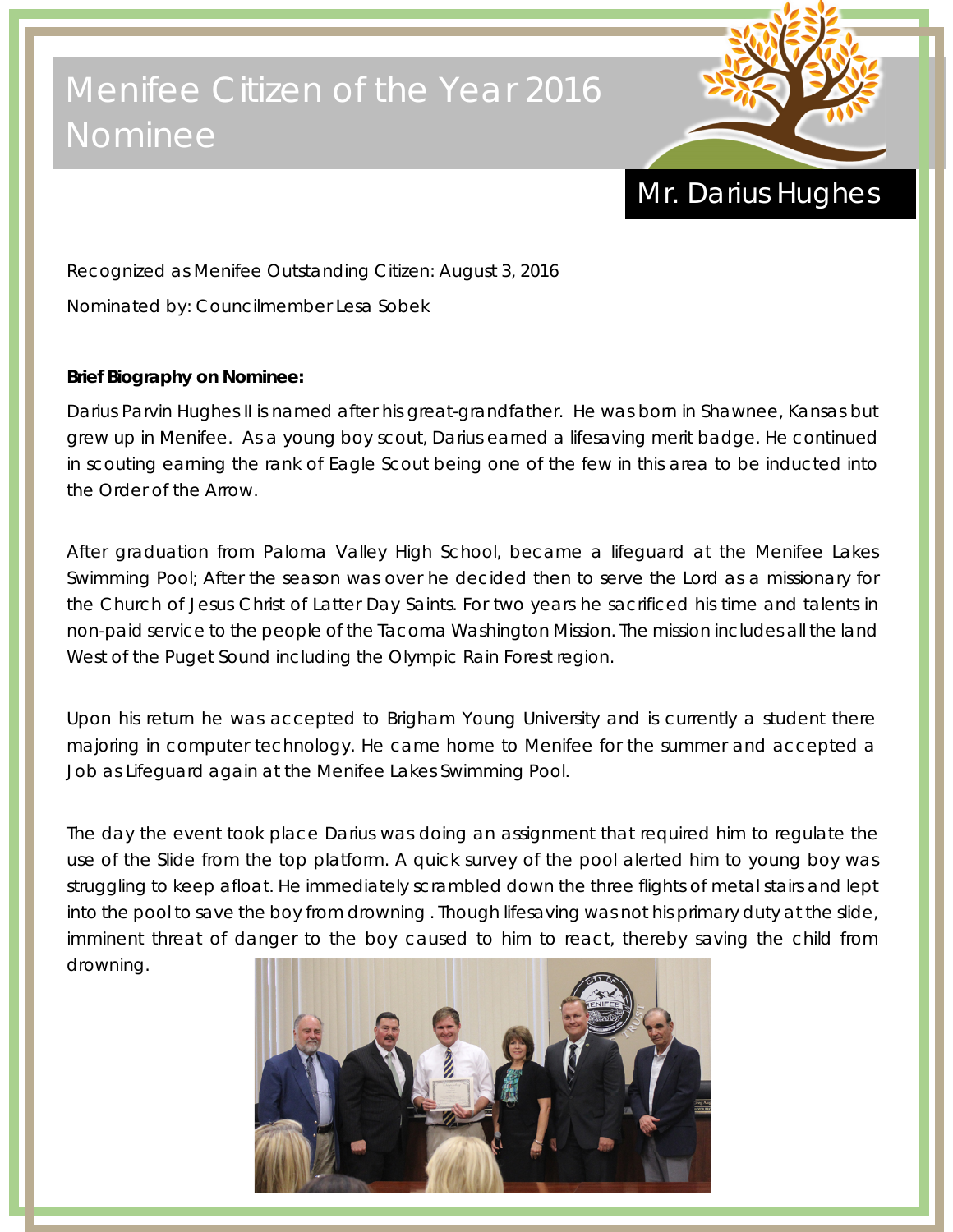# Menifee Citizen of the Year 2016 Nominee

## Mr. Darius Hughes

Recognized as Menifee Outstanding Citizen: August 3, 2016

Nominated by: Councilmember Lesa Sobek

**Brief Biography on Nominee:**

Darius Parvin Hughes II is named after his great-grandfather. He was born in Shawnee, Kansas but grew up in Menifee. As a young boy scout, Darius earned a lifesaving merit badge. He continued in scouting earning the rank of Eagle Scout being one of the few in this area to be inducted into the Order of the Arrow.

After graduation from Paloma Valley High School, became a lifeguard at the Menifee Lakes Swimming Pool; After the season was over he decided then to serve the Lord as a missionary for the Church of Jesus Christ of Latter Day Saints. For two years he sacrificed his time and talents in non-paid service to the people of the Tacoma Washington Mission. The mission includes all the land West of the Puget Sound including the Olympic Rain Forest region.

Upon his return he was accepted to Brigham Young University and is currently a student there majoring in computer technology. He came home to Menifee for the summer and accepted a Job as Lifeguard again at the Menifee Lakes Swimming Pool.

The day the event took place Darius was doing an assignment that required him to regulate the use of the Slide from the top platform. A quick survey of the pool alerted him to young boy was struggling to keep afloat. He immediately scrambled down the three flights of metal stairs and lept into the pool to save the boy from drowning . Though lifesaving was not his primary duty at the slide, imminent threat of danger to the boy caused to him to react, thereby saving the child from drowning.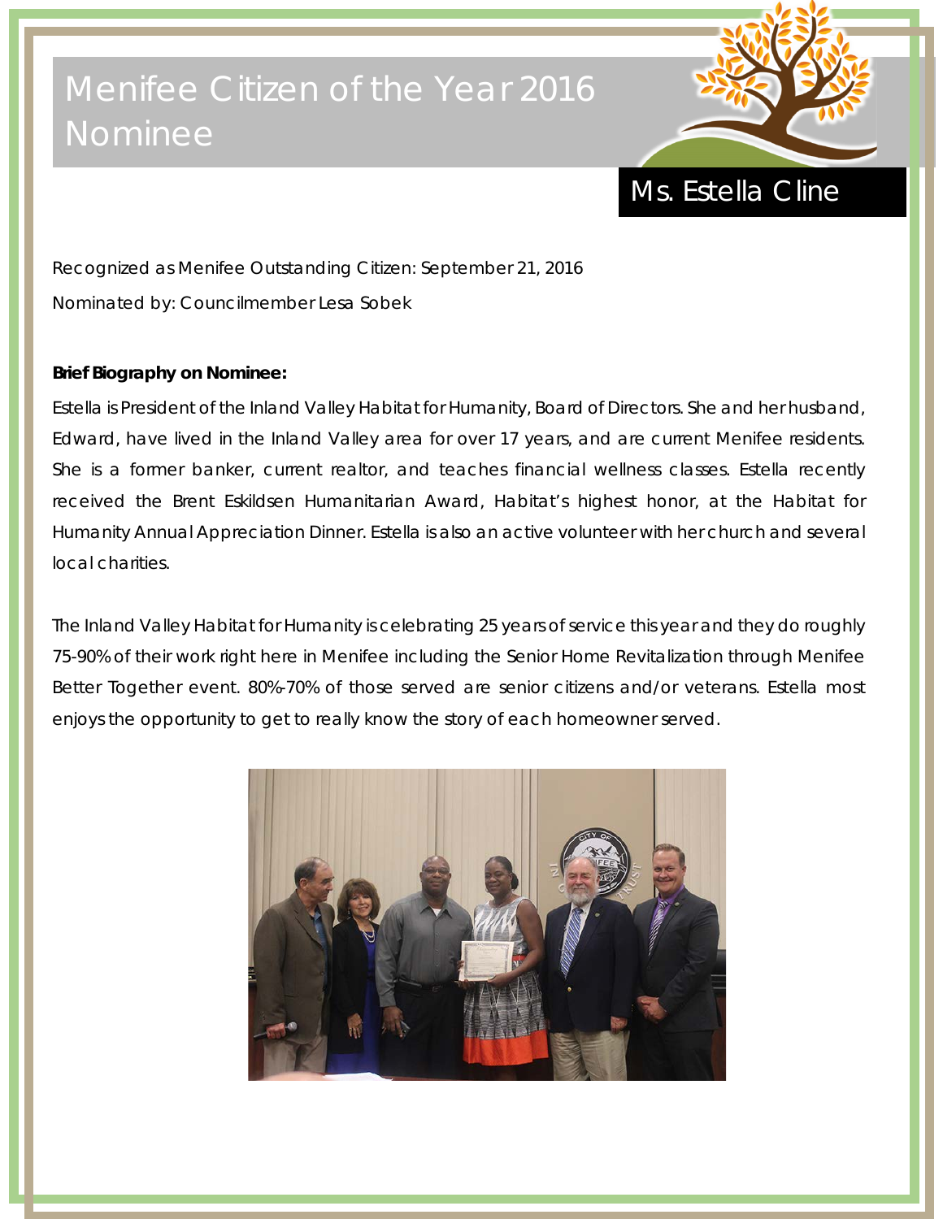# Menifee Citizen of the Year 2016 Nominee

## Ms. Estella Cline

Recognized as Menifee Outstanding Citizen: September 21, 2016

Nominated by: Councilmember Lesa Sobek

**Brief Biography on Nominee:**

Estella is President of the Inland Valley Habitat for Humanity, Board of Directors. She and her husband, Edward, have lived in the Inland Valley area for over 17 years, and are current Menifee residents. She is a former banker, current realtor, and teaches financial wellness classes. Estella recently received the Brent Eskildsen Humanitarian Award, Habitat's highest honor, at the Habitat for Humanity Annual Appreciation Dinner. Estella is also an active volunteer with her church and several local charities.

The Inland Valley Habitat for Humanity is celebrating 25 years of service this year and they do roughly 75-90% of their work right here in Menifee including the Senior Home Revitalization through Menifee Better Together event. 80%-70% of those served are senior citizens and/or veterans. Estella most enjoys the opportunity to get to really know the story of each homeowner served.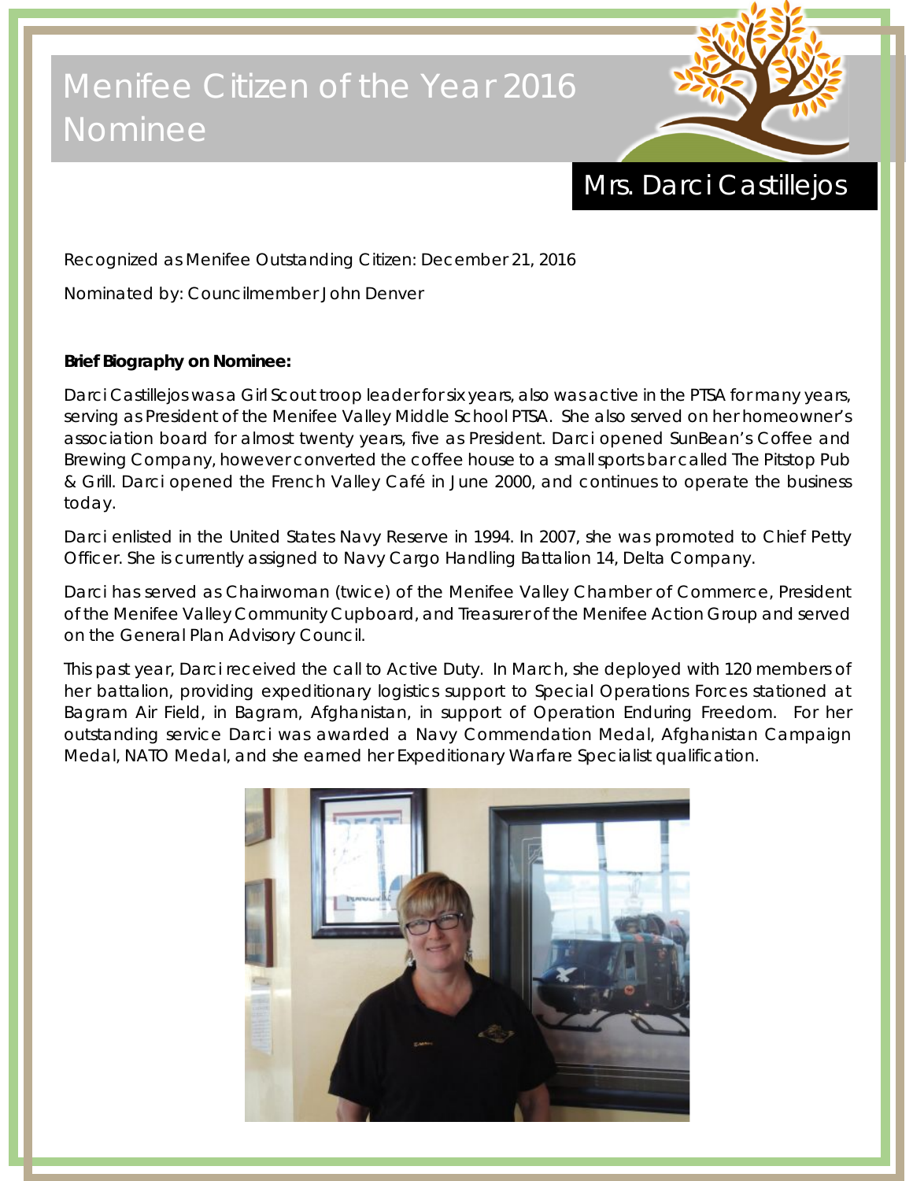# Menifee Citizen of the Year 2016 Nominee

## Mrs. Darci Castillejos

Recognized as Menifee Outstanding Citizen: December 21, 2016

Nominated by: Councilmember John Denver

**Brief Biography on Nominee:**

Darci Castillejos was a Girl Scout troop leader for six years, also was active in the PTSA for many years, serving as President of the Menifee Valley Middle School PTSA. She also served on her homeowner's association board for almost twenty years, five as President. Darci opened SunBean's Coffee and Brewing Company, however converted the coffee house to a small sports bar called The Pitstop Pub & Grill. Darci opened the French Valley Café in June 2000, and continues to operate the business today.

Darci enlisted in the United States Navy Reserve in 1994. In 2007, she was promoted to Chief Petty Officer. She is currently assigned to Navy Cargo Handling Battalion 14, Delta Company.

Darci has served as Chairwoman (twice) of the Menifee Valley Chamber of Commerce, President of the Menifee Valley Community Cupboard, and Treasurer of the Menifee Action Group and served on the General Plan Advisory Council.

This past year, Darci received the call to Active Duty. In March, she deployed with 120 members of her battalion, providing expeditionary logistics support to Special Operations Forces stationed at Bagram Air Field, in Bagram, Afghanistan, in support of Operation Enduring Freedom. For her outstanding service Darci was awarded a Navy Commendation Medal, Afghanistan Campaign Medal, NATO Medal, and she earned her Expeditionary Warfare Specialist qualification.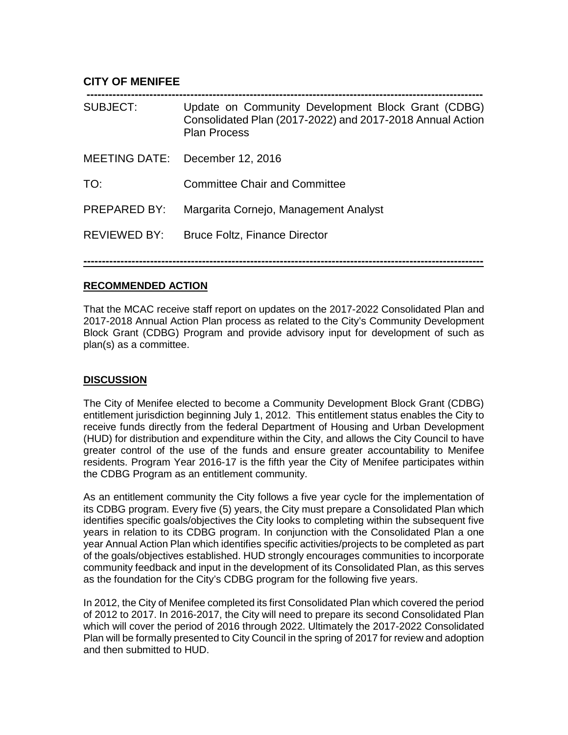**CITY OF MENIFEE**

---

SUBJECT: Update on Community Development Block Grant (CDBG) Consolidated Plan (2017-2022) and 2017-2018 Annual Action Plan Process

MEETING DATE: December 12, 2016

TO: Committee Chair and Committee

PREPARED BY: Margarita Cornejo, Management Analyst

REVIEWED BY: Bruce Foltz, Finance Director

---

**RECOMMENDED ACTION**

That the MCAC receive staff report on updates on the 2017-2022 Consolidated Plan and 2017-2018 Annual Action Plan process as related to the City's Community Development Block Grant (CDBG) Program and provide advisory input for development of such as plan(s) as a committee.

**DISCUSSION**

The City of Menifee elected to become a Community Development Block Grant (CDBG) entitlement jurisdiction beginning July 1, 2012. This entitlement status enables the City to receive funds directly from the federal Department of Housing and Urban Development (HUD) for distribution and expenditure within the City, and allows the City Council to have greater control of the use of the funds and ensure greater accountability to Menifee residents. Program Year 2016-17 is the fifth year the City of Menifee participates within the CDBG Program as an entitlement community.

As an entitlement community the City follows a five year cycle for the implementation of its CDBG program. Every five (5) years, the City must prepare a Consolidated Plan which identifies specific goals/objectives the City looks to completing within the subsequent five years in relation to its CDBG program. In conjunction with the Consolidated Plan a one year Annual Action Plan which identifies specific activities/projects to be completed as part of the goals/objectives established. HUD strongly encourages communities to incorporate community feedback and input in the development of its Consolidated Plan, as this serves as the foundation for the City's CDBG program for the following five years.

In 2012, the City of Menifee completed its first Consolidated Plan which covered the period of 2012 to 2017. In 2016-2017, the City will need to prepare its second Consolidated Plan which will cover the period of 2016 through 2022. Ultimately the 2017-2022 Consolidated Plan will be formally presented to City Council in the spring of 2017 for review and adoption and then submitted to HUD.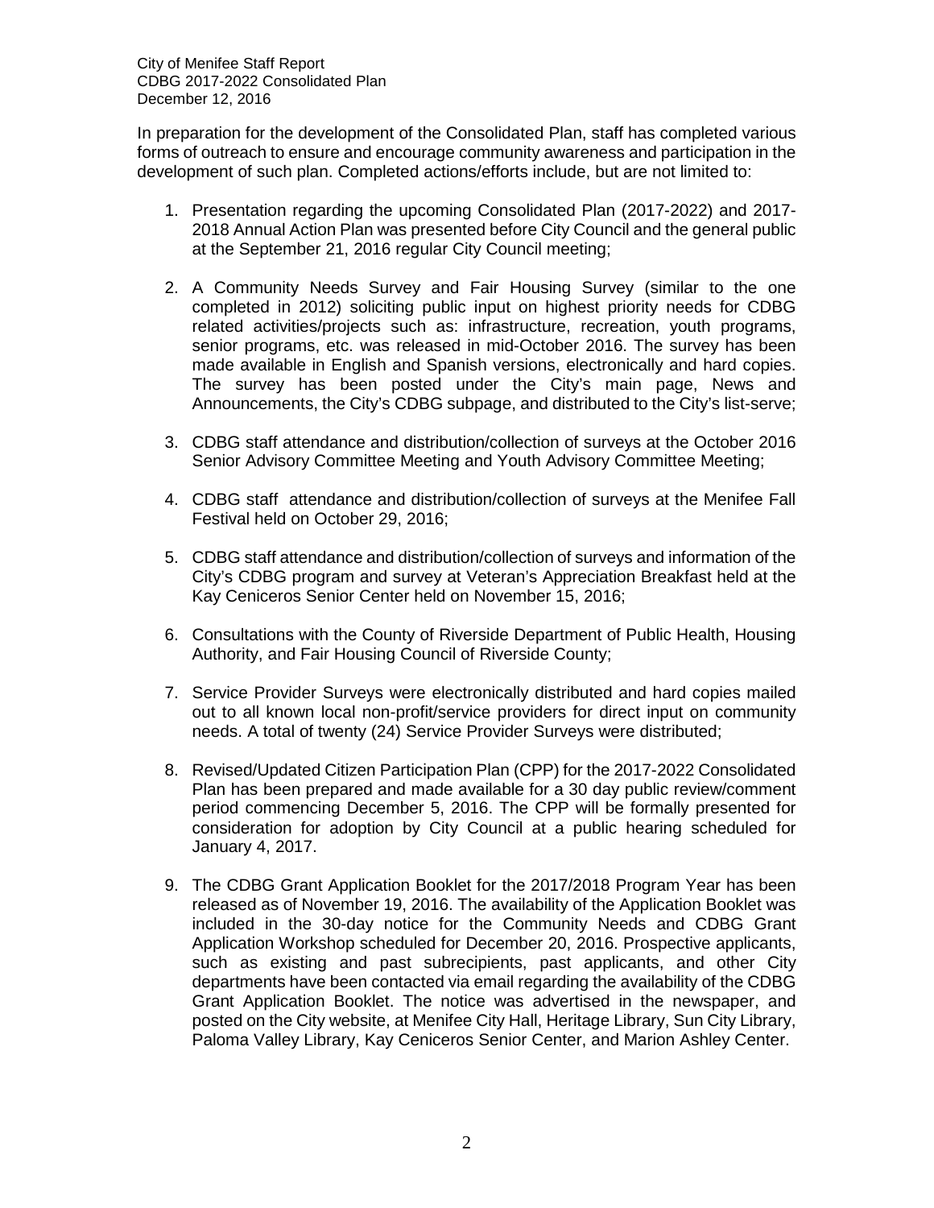In preparation for the development of the Consolidated Plan, staff has completed various forms of outreach to ensure and encourage community awareness and participation in the development of such plan. Completed actions/efforts include, but are not limited to:

1. Presentation regarding the upcoming Consolidated Plan (2017-2022) and 2017-2018 Annual Action Plan was presented before City Council and the general public at the September 21, 2016 regular City Council meeting;

2. A Community Needs Survey and Fair Housing Survey (similar to the one completed in 2012) soliciting public input on highest priority needs for CDBG related activities/projects such as: infrastructure, recreation, youth programs, senior programs, etc. was released in mid-October 2016. The survey has been made available in English and Spanish versions, electronically and hard copies. The survey has been posted under the City's main page, News and Announcements, the City's CDBG subpage, and distributed to the City's list-serve;

3. CDBG staff attendance and distribution/collection of surveys at the October 2016 Senior Advisory Committee Meeting and Youth Advisory Committee Meeting;

4. CDBG staff attendance and distribution/collection of surveys at the Menifee Fall Festival held on October 29, 2016;

5. CDBG staff attendance and distribution/collection of surveys and information of the City's CDBG program and survey at Veteran's Appreciation Breakfast held at the Kay Ceniceros Senior Center held on November 15, 2016;

6. Consultations with the County of Riverside Department of Public Health, Housing Authority, and Fair Housing Council of Riverside County;

7. Service Provider Surveys were electronically distributed and hard copies mailed out to all known local non-profit/service providers for direct input on community needs. A total of twenty (24) Service Provider Surveys were distributed;

8. Revised/Updated Citizen Participation Plan (CPP) for the 2017-2022 Consolidated Plan has been prepared and made available for a 30 day public review/comment period commencing December 5, 2016. The CPP will be formally presented for consideration for adoption by City Council at a public hearing scheduled for January 4, 2017.

9. The CDBG Grant Application Booklet for the 2017/2018 Program Year has been released as of November 19, 2016. The availability of the Application Booklet was included in the 30-day notice for the Community Needs and CDBG Grant Application Workshop scheduled for December 20, 2016. Prospective applicants, such as existing and past subrecipients, past applicants, and other City departments have been contacted via email regarding the availability of the CDBG Grant Application Booklet. The notice was advertised in the newspaper, and posted on the City website, at Menifee City Hall, Heritage Library, Sun City Library, Paloma Valley Library, Kay Ceniceros Senior Center, and Marion Ashley Center.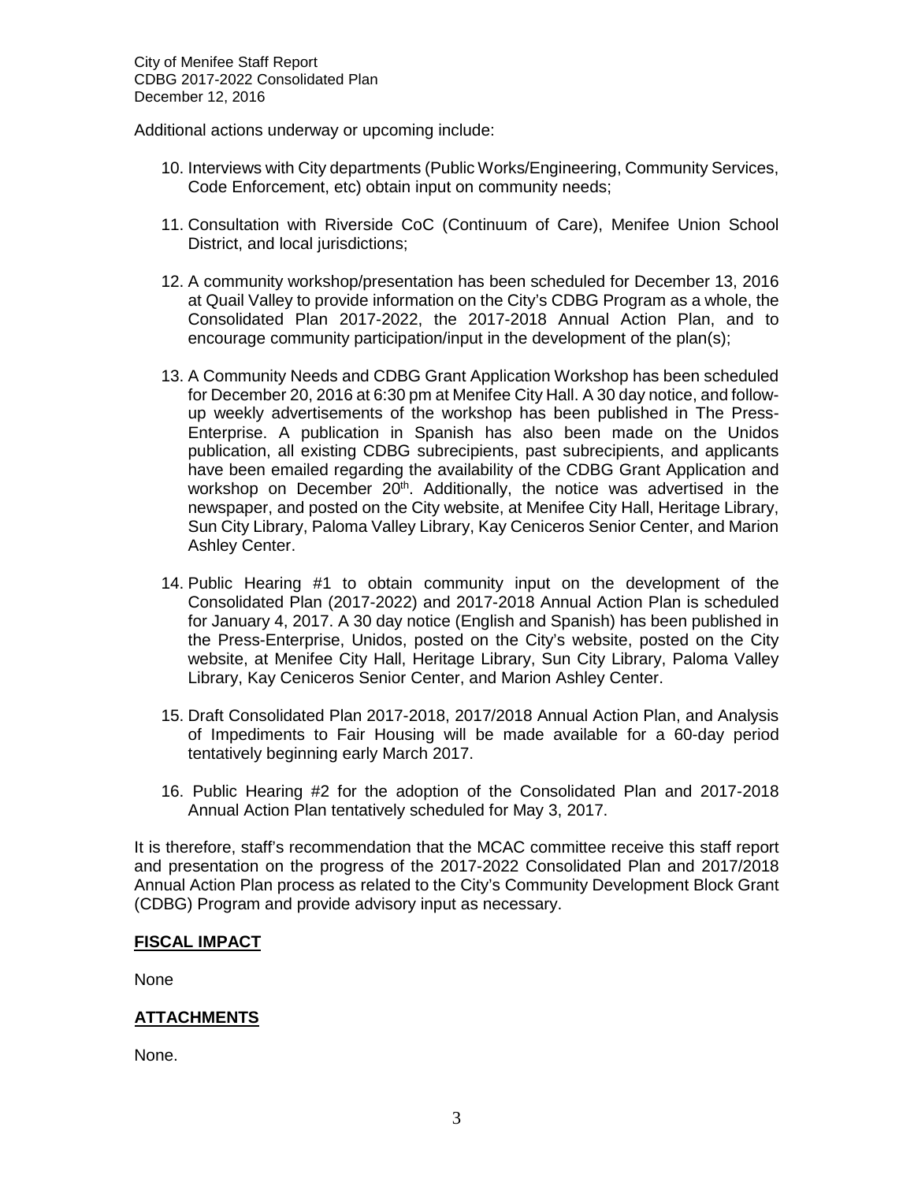Additional actions underway or upcoming include:

10. Interviews with City departments (Public Works/Engineering, Community Services, Code Enforcement, etc) obtain input on community needs;

11. Consultation with Riverside CoC (Continuum of Care), Menifee Union School District, and local jurisdictions;

12. A community workshop/presentation has been scheduled for December 13, 2016 at Quail Valley to provide information on the City's CDBG Program as a whole, the Consolidated Plan 2017-2022, the 2017-2018 Annual Action Plan, and to encourage community participation/input in the development of the plan(s);

13. A Community Needs and CDBG Grant Application Workshop has been scheduled for December 20, 2016 at 6:30 pm at Menifee City Hall. A 30 day notice, and follow-up weekly advertisements of the workshop has been published in The Press-Enterprise. A publication in Spanish has also been made on the Unidos publication, all existing CDBG subrecipients, past subrecipients, and applicants have been emailed regarding the availability of the CDBG Grant Application and workshop on December 20th. Additionally, the notice was advertised in the newspaper, and posted on the City website, at Menifee City Hall, Heritage Library, Sun City Library, Paloma Valley Library, Kay Ceniceros Senior Center, and Marion Ashley Center.

14. Public Hearing #1 to obtain community input on the development of the Consolidated Plan (2017-2022) and 2017-2018 Annual Action Plan is scheduled for January 4, 2017. A 30 day notice (English and Spanish) has been published in the Press-Enterprise, Unidos, posted on the City's website, posted on the City website, at Menifee City Hall, Heritage Library, Sun City Library, Paloma Valley Library, Kay Ceniceros Senior Center, and Marion Ashley Center.

15. Draft Consolidated Plan 2017-2018, 2017/2018 Annual Action Plan, and Analysis of Impediments to Fair Housing will be made available for a 60-day period tentatively beginning early March 2017.

16. Public Hearing #2 for the adoption of the Consolidated Plan and 2017-2018 Annual Action Plan tentatively scheduled for May 3, 2017.

It is therefore, staff's recommendation that the MCAC committee receive this staff report and presentation on the progress of the 2017-2022 Consolidated Plan and 2017/2018 Annual Action Plan process as related to the City's Community Development Block Grant (CDBG) Program and provide advisory input as necessary.

## FISCAL IMPACT

None

## ATTACHMENTS

None.